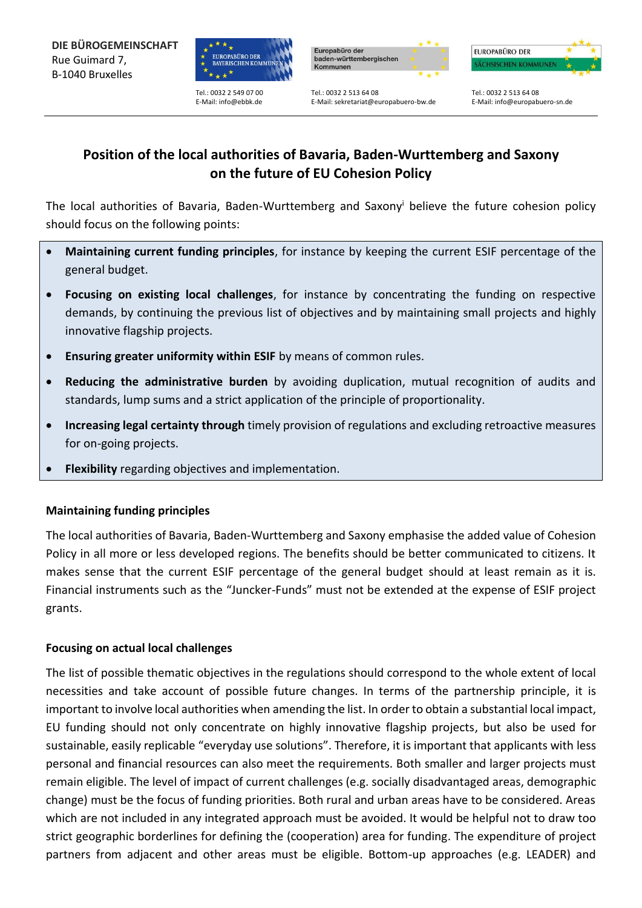**DIE BÜROGEMEINSCHAFT**
Rue Guimard 7,
B-1040 Bruxelles

EUROPABÜRO DER BAYERISCHEN KOMMUNEN
Tel.: 0032 2 549 07 00
E-Mail: info@ebbk.de

Europabüro der baden-württembergischen Kommunen
Tel.: 0032 2 513 64 08
E-Mail: sekretariat@europabuero-bw.de

EUROPABÜRO DER SÄCHSISCHEN KOMMUNEN
Tel.: 0032 2 513 64 08
E-Mail: info@europabuero-sn.de

# Position of the local authorities of Bavaria, Baden-Wurttemberg and Saxony on the future of EU Cohesion Policy

The local authorities of Bavaria, Baden-Wurttemberg and Saxony[i] believe the future cohesion policy should focus on the following points:

- **Maintaining current funding principles**, for instance by keeping the current ESIF percentage of the general budget.
- **Focusing on existing local challenges**, for instance by concentrating the funding on respective demands, by continuing the previous list of objectives and by maintaining small projects and highly innovative flagship projects.
- **Ensuring greater uniformity within ESIF** by means of common rules.
- **Reducing the administrative burden** by avoiding duplication, mutual recognition of audits and standards, lump sums and a strict application of the principle of proportionality.
- **Increasing legal certainty through** timely provision of regulations and excluding retroactive measures for on-going projects.
- **Flexibility** regarding objectives and implementation.

### Maintaining funding principles

The local authorities of Bavaria, Baden-Wurttemberg and Saxony emphasise the added value of Cohesion Policy in all more or less developed regions. The benefits should be better communicated to citizens. It makes sense that the current ESIF percentage of the general budget should at least remain as it is. Financial instruments such as the "Juncker-Funds" must not be extended at the expense of ESIF project grants.

### Focusing on actual local challenges

The list of possible thematic objectives in the regulations should correspond to the whole extent of local necessities and take account of possible future changes. In terms of the partnership principle, it is important to involve local authorities when amending the list. In order to obtain a substantial local impact, EU funding should not only concentrate on highly innovative flagship projects, but also be used for sustainable, easily replicable "everyday use solutions". Therefore, it is important that applicants with less personal and financial resources can also meet the requirements. Both smaller and larger projects must remain eligible. The level of impact of current challenges (e.g. socially disadvantaged areas, demographic change) must be the focus of funding priorities. Both rural and urban areas have to be considered. Areas which are not included in any integrated approach must be avoided. It would be helpful not to draw too strict geographic borderlines for defining the (cooperation) area for funding. The expenditure of project partners from adjacent and other areas must be eligible. Bottom-up approaches (e.g. LEADER) and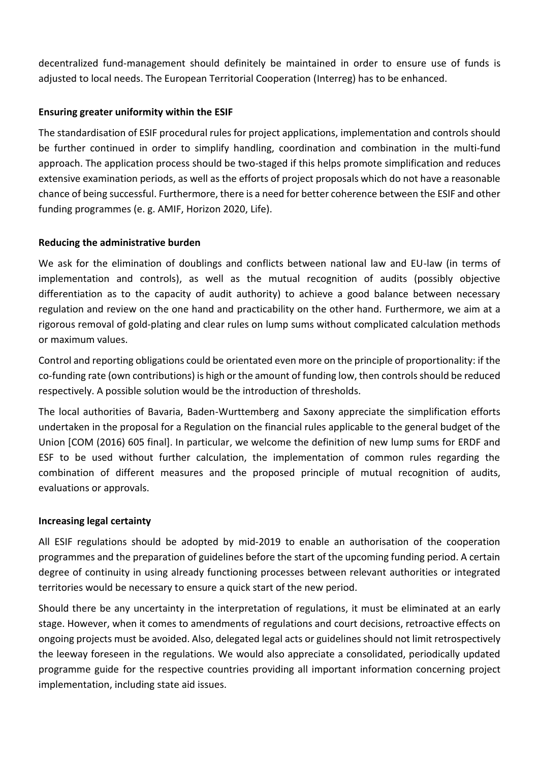decentralized fund-management should definitely be maintained in order to ensure use of funds is adjusted to local needs. The European Territorial Cooperation (Interreg) has to be enhanced.

**Ensuring greater uniformity within the ESIF**

The standardisation of ESIF procedural rules for project applications, implementation and controls should be further continued in order to simplify handling, coordination and combination in the multi-fund approach. The application process should be two-staged if this helps promote simplification and reduces extensive examination periods, as well as the efforts of project proposals which do not have a reasonable chance of being successful. Furthermore, there is a need for better coherence between the ESIF and other funding programmes (e. g. AMIF, Horizon 2020, Life).

**Reducing the administrative burden**

We ask for the elimination of doublings and conflicts between national law and EU-law (in terms of implementation and controls), as well as the mutual recognition of audits (possibly objective differentiation as to the capacity of audit authority) to achieve a good balance between necessary regulation and review on the one hand and practicability on the other hand. Furthermore, we aim at a rigorous removal of gold-plating and clear rules on lump sums without complicated calculation methods or maximum values.

Control and reporting obligations could be orientated even more on the principle of proportionality: if the co-funding rate (own contributions) is high or the amount of funding low, then controls should be reduced respectively. A possible solution would be the introduction of thresholds.

The local authorities of Bavaria, Baden-Wurttemberg and Saxony appreciate the simplification efforts undertaken in the proposal for a Regulation on the financial rules applicable to the general budget of the Union [COM (2016) 605 final]. In particular, we welcome the definition of new lump sums for ERDF and ESF to be used without further calculation, the implementation of common rules regarding the combination of different measures and the proposed principle of mutual recognition of audits, evaluations or approvals.

**Increasing legal certainty**

All ESIF regulations should be adopted by mid-2019 to enable an authorisation of the cooperation programmes and the preparation of guidelines before the start of the upcoming funding period. A certain degree of continuity in using already functioning processes between relevant authorities or integrated territories would be necessary to ensure a quick start of the new period.

Should there be any uncertainty in the interpretation of regulations, it must be eliminated at an early stage. However, when it comes to amendments of regulations and court decisions, retroactive effects on ongoing projects must be avoided. Also, delegated legal acts or guidelines should not limit retrospectively the leeway foreseen in the regulations. We would also appreciate a consolidated, periodically updated programme guide for the respective countries providing all important information concerning project implementation, including state aid issues.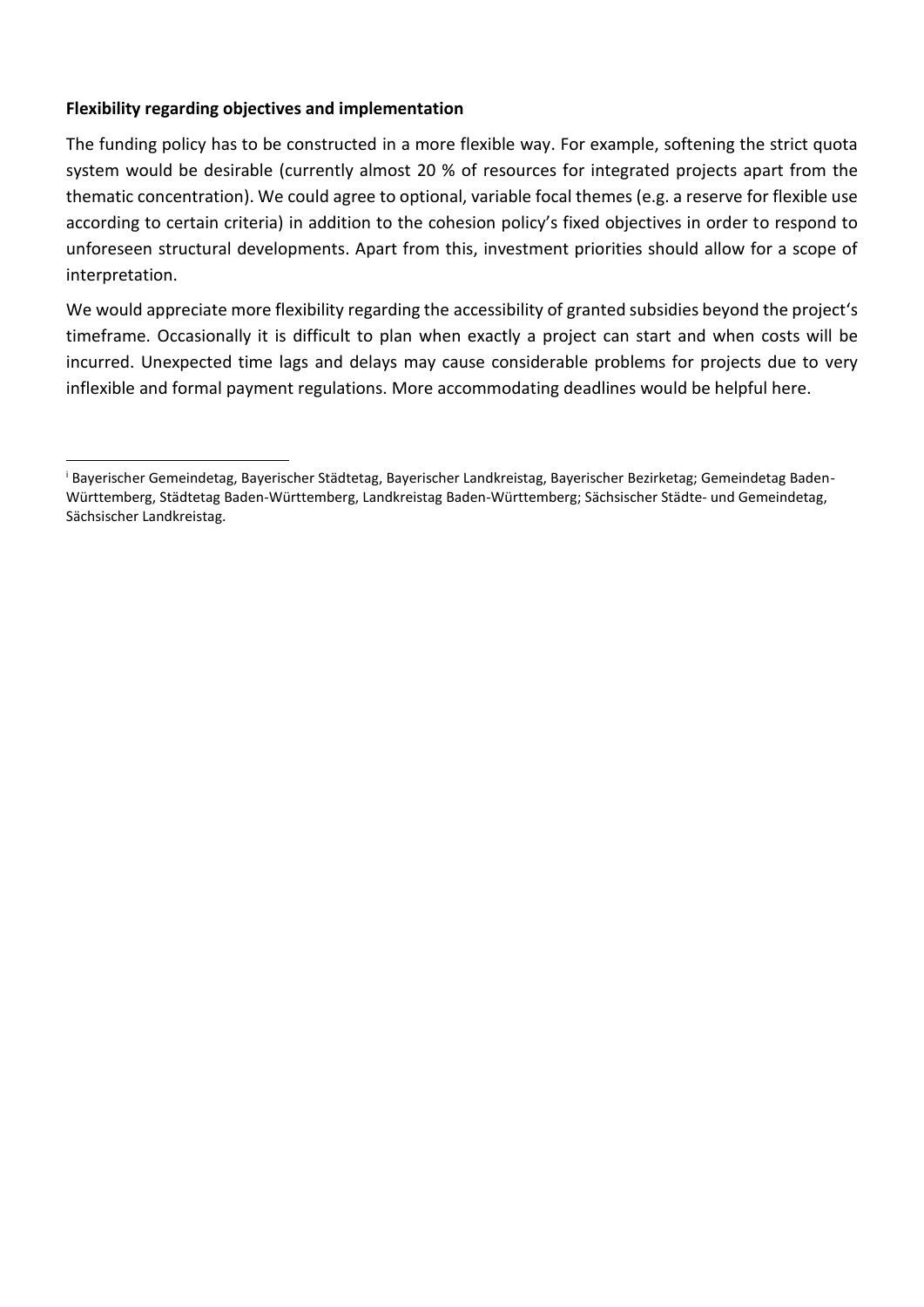**Flexibility regarding objectives and implementation**

The funding policy has to be constructed in a more flexible way. For example, softening the strict quota system would be desirable (currently almost 20 % of resources for integrated projects apart from the thematic concentration). We could agree to optional, variable focal themes (e.g. a reserve for flexible use according to certain criteria) in addition to the cohesion policy's fixed objectives in order to respond to unforeseen structural developments. Apart from this, investment priorities should allow for a scope of interpretation.

We would appreciate more flexibility regarding the accessibility of granted subsidies beyond the project's timeframe. Occasionally it is difficult to plan when exactly a project can start and when costs will be incurred. Unexpected time lags and delays may cause considerable problems for projects due to very inflexible and formal payment regulations. More accommodating deadlines would be helpful here.

---

[i] Bayerischer Gemeindetag, Bayerischer Städtetag, Bayerischer Landkreistag, Bayerischer Bezirketag; Gemeindetag Baden-Württemberg, Städtetag Baden-Württemberg, Landkreistag Baden-Württemberg; Sächsischer Städte- und Gemeindetag, Sächsischer Landkreistag.